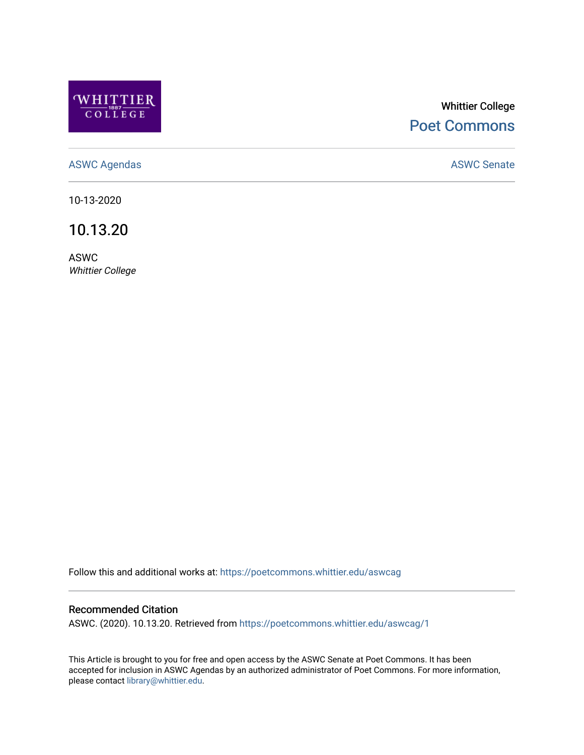Whittier College

Poet Commons

ASWC Agendas

ASWC Senate

10-13-2020

# 10.13.20

ASWC

*Whittier College*

Follow this and additional works at: https://poetcommons.whittier.edu/aswcag

## Recommended Citation

ASWC. (2020). 10.13.20. Retrieved from https://poetcommons.whittier.edu/aswcag/1

This Article is brought to you for free and open access by the ASWC Senate at Poet Commons. It has been accepted for inclusion in ASWC Agendas by an authorized administrator of Poet Commons. For more information, please contact library@whittier.edu.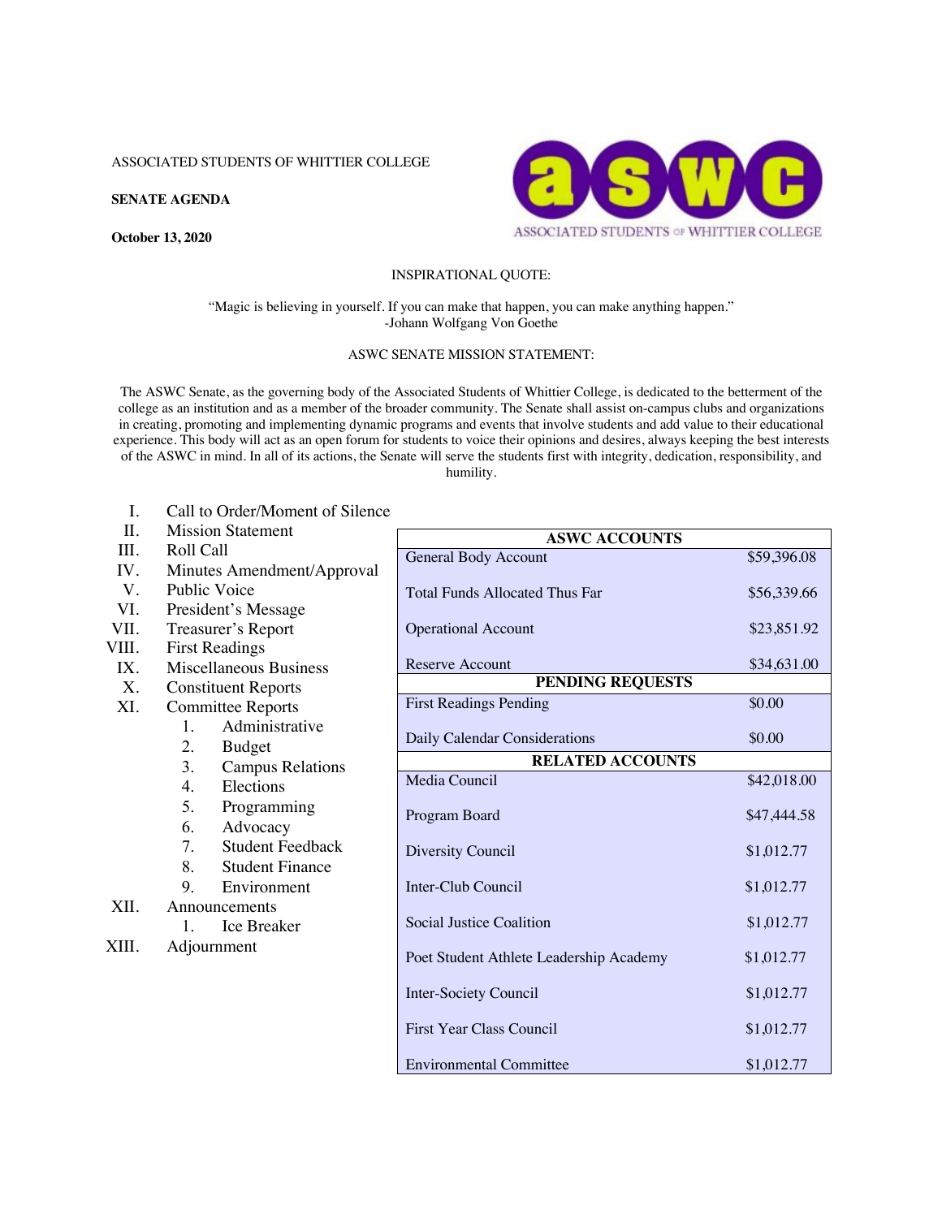ASSOCIATED STUDENTS OF WHITTIER COLLEGE

**SENATE AGENDA**

**October 13, 2020**

INSPIRATIONAL QUOTE:

"Magic is believing in yourself. If you can make that happen, you can make anything happen."
-Johann Wolfgang Von Goethe

ASWC SENATE MISSION STATEMENT:

The ASWC Senate, as the governing body of the Associated Students of Whittier College, is dedicated to the betterment of the college as an institution and as a member of the broader community. The Senate shall assist on-campus clubs and organizations in creating, promoting and implementing dynamic programs and events that involve students and add value to their educational experience. This body will act as an open forum for students to voice their opinions and desires, always keeping the best interests of the ASWC in mind. In all of its actions, the Senate will serve the students first with integrity, dedication, responsibility, and humility.

I. Call to Order/Moment of Silence
II. Mission Statement
III. Roll Call
IV. Minutes Amendment/Approval
V. Public Voice
VI. President's Message
VII. Treasurer's Report
VIII. First Readings
IX. Miscellaneous Business
X. Constituent Reports
XI. Committee Reports
   1. Administrative
   2. Budget
   3. Campus Relations
   4. Elections
   5. Programming
   6. Advocacy
   7. Student Feedback
   8. Student Finance
   9. Environment
XII. Announcements
   1. Ice Breaker
XIII. Adjournment

| **ASWC ACCOUNTS** | |
|---|---|
| General Body Account | $59,396.08 |
| Total Funds Allocated Thus Far | $56,339.66 |
| Operational Account | $23,851.92 |
| Reserve Account | $34,631.00 |
| **PENDING REQUESTS** | |
| First Readings Pending | $0.00 |
| Daily Calendar Considerations | $0.00 |
| **RELATED ACCOUNTS** | |
| Media Council | $42,018.00 |
| Program Board | $47,444.58 |
| Diversity Council | $1,012.77 |
| Inter-Club Council | $1,012.77 |
| Social Justice Coalition | $1,012.77 |
| Poet Student Athlete Leadership Academy | $1,012.77 |
| Inter-Society Council | $1,012.77 |
| First Year Class Council | $1,012.77 |
| Environmental Committee | $1,012.77 |